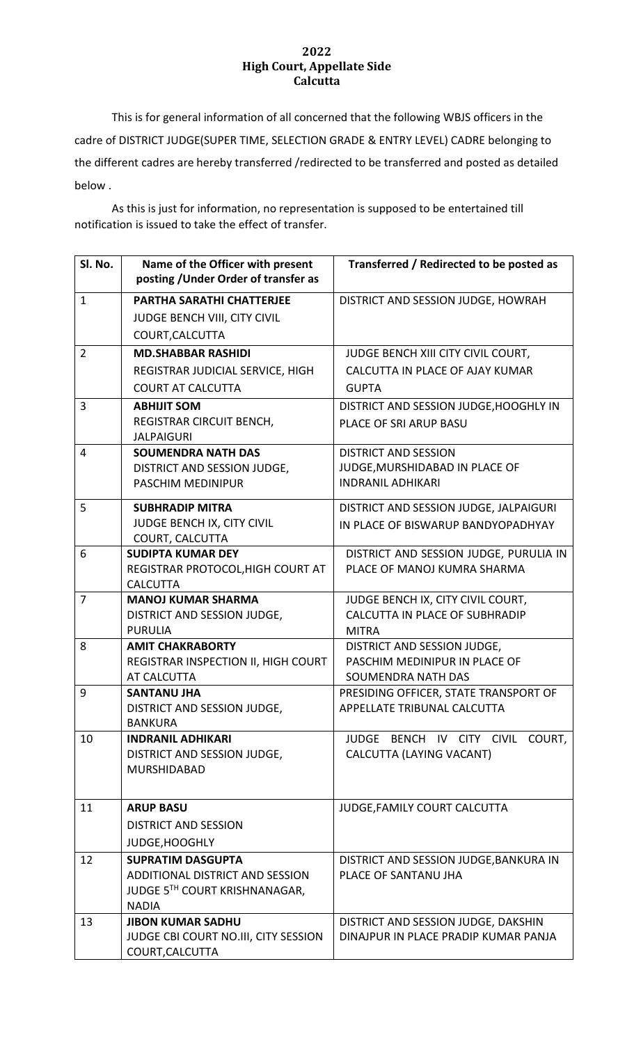**2022**
**High Court, Appellate Side**
**Calcutta**

This is for general information of all concerned that the following WBJS officers in the cadre of DISTRICT JUDGE(SUPER TIME, SELECTION GRADE & ENTRY LEVEL) CADRE belonging to the different cadres are hereby transferred /redirected to be transferred and posted as detailed below .

As this is just for information, no representation is supposed to be entertained till notification is issued to take the effect of transfer.

| Sl. No. | Name of the Officer with present posting /Under Order of transfer as | Transferred / Redirected to be posted as |
|---|---|---|
| 1 | **PARTHA SARATHI CHATTERJEE** JUDGE BENCH VIII, CITY CIVIL COURT,CALCUTTA | DISTRICT AND SESSION JUDGE, HOWRAH |
| 2 | **MD.SHABBAR RASHIDI** REGISTRAR JUDICIAL SERVICE, HIGH COURT AT CALCUTTA | JUDGE BENCH XIII CITY CIVIL COURT, CALCUTTA IN PLACE OF AJAY KUMAR GUPTA |
| 3 | **ABHIJIT SOM** REGISTRAR CIRCUIT BENCH, JALPAIGURI | DISTRICT AND SESSION JUDGE,HOOGHLY IN PLACE OF SRI ARUP BASU |
| 4 | **SOUMENDRA NATH DAS** DISTRICT AND SESSION JUDGE, PASCHIM MEDINIPUR | DISTRICT AND SESSION JUDGE,MURSHIDABAD IN PLACE OF INDRANIL ADHIKARI |
| 5 | **SUBHRADIP MITRA** JUDGE BENCH IX, CITY CIVIL COURT, CALCUTTA | DISTRICT AND SESSION JUDGE, JALPAIGURI IN PLACE OF BISWARUP BANDYOPADHYAY |
| 6 | **SUDIPTA KUMAR DEY** REGISTRAR PROTOCOL,HIGH COURT AT CALCUTTA | DISTRICT AND SESSION JUDGE, PURULIA IN PLACE OF MANOJ KUMRA SHARMA |
| 7 | **MANOJ KUMAR SHARMA** DISTRICT AND SESSION JUDGE, PURULIA | JUDGE BENCH IX, CITY CIVIL COURT, CALCUTTA IN PLACE OF SUBHRADIP MITRA |
| 8 | **AMIT CHAKRABORTY** REGISTRAR INSPECTION II, HIGH COURT AT CALCUTTA | DISTRICT AND SESSION JUDGE, PASCHIM MEDINIPUR IN PLACE OF SOUMENDRA NATH DAS |
| 9 | **SANTANU JHA** DISTRICT AND SESSION JUDGE, BANKURA | PRESIDING OFFICER, STATE TRANSPORT OF APPELLATE TRIBUNAL CALCUTTA |
| 10 | **INDRANIL ADHIKARI** DISTRICT AND SESSION JUDGE, MURSHIDABAD | JUDGE BENCH IV CITY CIVIL COURT, CALCUTTA (LAYING VACANT) |
| 11 | **ARUP BASU** DISTRICT AND SESSION JUDGE,HOOGHLY | JUDGE,FAMILY COURT CALCUTTA |
| 12 | **SUPRATIM DASGUPTA** ADDITIONAL DISTRICT AND SESSION JUDGE 5TH COURT KRISHNANAGAR, NADIA | DISTRICT AND SESSION JUDGE,BANKURA IN PLACE OF SANTANU JHA |
| 13 | **JIBON KUMAR SADHU** JUDGE CBI COURT NO.III, CITY SESSION COURT,CALCUTTA | DISTRICT AND SESSION JUDGE, DAKSHIN DINAJPUR IN PLACE PRADIP KUMAR PANJA |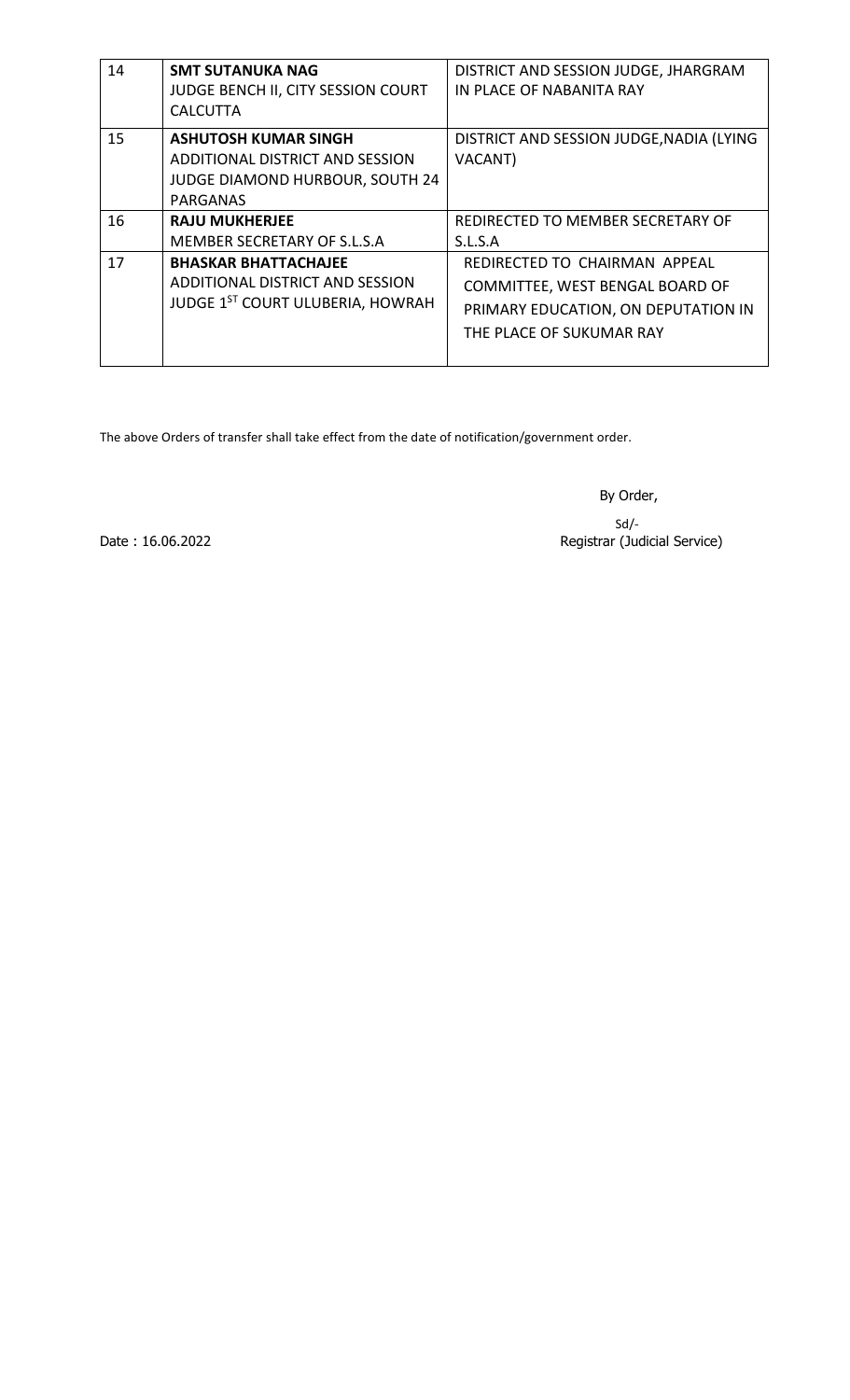| | | |
|---|---|---|
| 14 | **SMT SUTANUKA NAG**<br>JUDGE BENCH II, CITY SESSION COURT CALCUTTA | DISTRICT AND SESSION JUDGE, JHARGRAM IN PLACE OF NABANITA RAY |
| 15 | **ASHUTOSH KUMAR SINGH**<br>ADDITIONAL DISTRICT AND SESSION JUDGE DIAMOND HURBOUR, SOUTH 24 PARGANAS | DISTRICT AND SESSION JUDGE,NADIA (LYING VACANT) |
| 16 | **RAJU MUKHERJEE**<br>MEMBER SECRETARY OF S.L.S.A | REDIRECTED TO MEMBER SECRETARY OF S.L.S.A |
| 17 | **BHASKAR BHATTACHAJEE**<br>ADDITIONAL DISTRICT AND SESSION JUDGE 1ST COURT ULUBERIA, HOWRAH | REDIRECTED TO CHAIRMAN APPEAL COMMITTEE, WEST BENGAL BOARD OF PRIMARY EDUCATION, ON DEPUTATION IN THE PLACE OF SUKUMAR RAY |

The above Orders of transfer shall take effect from the date of notification/government order.

By Order,

Sd/-

Date : 16.06.2022

Registrar (Judicial Service)